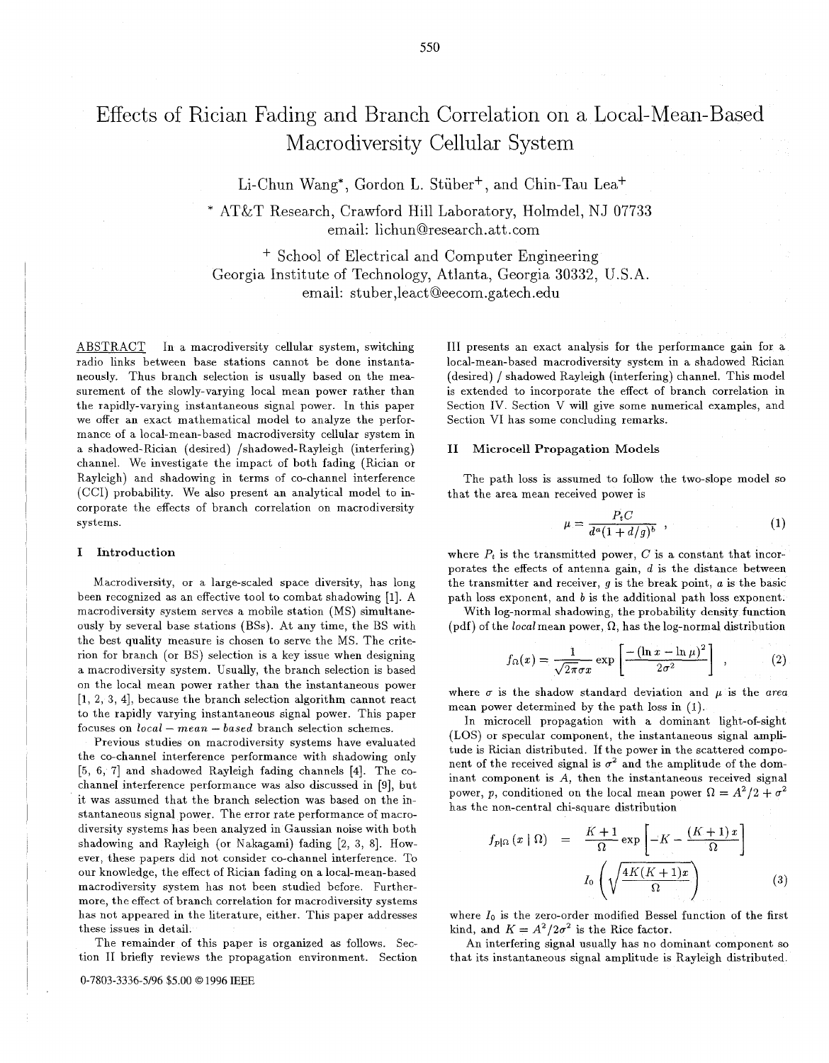# Effects of Rician Fading and Branch Correlation on a Local-Mean-Based Macrodiversity Cellular System

Li-Chun Wang*, Gordon L. Stüber+, and Chin-Tau Lea+

\* AT&T Research, Crawford Hill Laboratory, Holmdel, NJ 07733
email: lichun@research.att.com

\+ School of Electrical and Computer Engineering
Georgia Institute of Technology, Atlanta, Georgia 30332, U.S.A.
email: stuber,leact@eecom.gatech.edu

ABSTRACT In a macrodiversity cellular system, switching radio links between base stations cannot be done instantaneously. Thus branch selection is usually based on the measurement of the slowly-varying local mean power rather than the rapidly-varying instantaneous signal power. In this paper we offer an exact mathematical model to analyze the performance of a local-mean-based macrodiversity cellular system in a shadowed-Rician (desired) /shadowed-Rayleigh (interfering) channel. We investigate the impact of both fading (Rician or Rayleigh) and shadowing in terms of co-channel interference (CCI) probability. We also present an analytical model to incorporate the effects of branch correlation on macrodiversity systems.

## I Introduction

Macrodiversity, or a large-scaled space diversity, has long been recognized as an effective tool to combat shadowing [1]. A macrodiversity system serves a mobile station (MS) simultaneously by several base stations (BSs). At any time, the BS with the best quality measure is chosen to serve the MS. The criterion for branch (or BS) selection is a key issue when designing a macrodiversity system. Usually, the branch selection is based on the local mean power rather than the instantaneous power [1, 2, 3, 4], because the branch selection algorithm cannot react to the rapidly varying instantaneous signal power. This paper focuses on *local − mean − based* branch selection schemes.

Previous studies on macrodiversity systems have evaluated the co-channel interference performance with shadowing only [5, 6, 7] and shadowed Rayleigh fading channels [4]. The co-channel interference performance was also discussed in [9], but it was assumed that the branch selection was based on the instantaneous signal power. The error rate performance of macrodiversity systems has been analyzed in Gaussian noise with both shadowing and Rayleigh (or Nakagami) fading [2, 3, 8]. However, these papers did not consider co-channel interference. To our knowledge, the effect of Rician fading on a local-mean-based macrodiversity system has not been studied before. Furthermore, the effect of branch correlation for macrodiversity systems has not appeared in the literature, either. This paper addresses these issues in detail.

The remainder of this paper is organized as follows. Section II briefly reviews the propagation environment. Section III presents an exact analysis for the performance gain for a local-mean-based macrodiversity system in a shadowed Rician (desired) / shadowed Rayleigh (interfering) channel. This model is extended to incorporate the effect of branch correlation in Section IV. Section V will give some numerical examples, and Section VI has some concluding remarks.

0-7803-3336-5/96 $5.00 © 1996 IEEE

## II Microcell Propagation Models

The path loss is assumed to follow the two-slope model so that the area mean received power is

$$\mu = \frac{P_t C}{d^a (1 + d/g)^b}, \tag{1}$$

where $P_t$ is the transmitted power, $C$ is a constant that incorporates the effects of antenna gain, $d$ is the distance between the transmitter and receiver, $g$ is the break point, $a$ is the basic path loss exponent, and $b$ is the additional path loss exponent.

With log-normal shadowing, the probability density function (pdf) of the *local* mean power, $\Omega$, has the log-normal distribution

$$f_\Omega(x) = \frac{1}{\sqrt{2\pi}\sigma x} \exp\left[\frac{-(\ln x - \ln \mu)^2}{2\sigma^2}\right], \tag{2}$$

where $\sigma$ is the shadow standard deviation and $\mu$ is the *area* mean power determined by the path loss in (1).

In microcell propagation with a dominant light-of-sight (LOS) or specular component, the instantaneous signal amplitude is Rician distributed. If the power in the scattered component of the received signal is $\sigma^2$ and the amplitude of the dominant component is $A$, then the instantaneous received signal power, $p$, conditioned on the local mean power $\Omega = A^2/2 + \sigma^2$ has the non-central chi-square distribution

$$f_{p|\Omega}(x \mid \Omega) = \frac{K+1}{\Omega} \exp\left[-K - \frac{(K+1)x}{\Omega}\right] I_0\left(\sqrt{\frac{4K(K+1)x}{\Omega}}\right) \tag{3}$$

where $I_0$ is the zero-order modified Bessel function of the first kind, and $K = A^2/2\sigma^2$ is the Rice factor.

An interfering signal usually has no dominant component so that its instantaneous signal amplitude is Rayleigh distributed.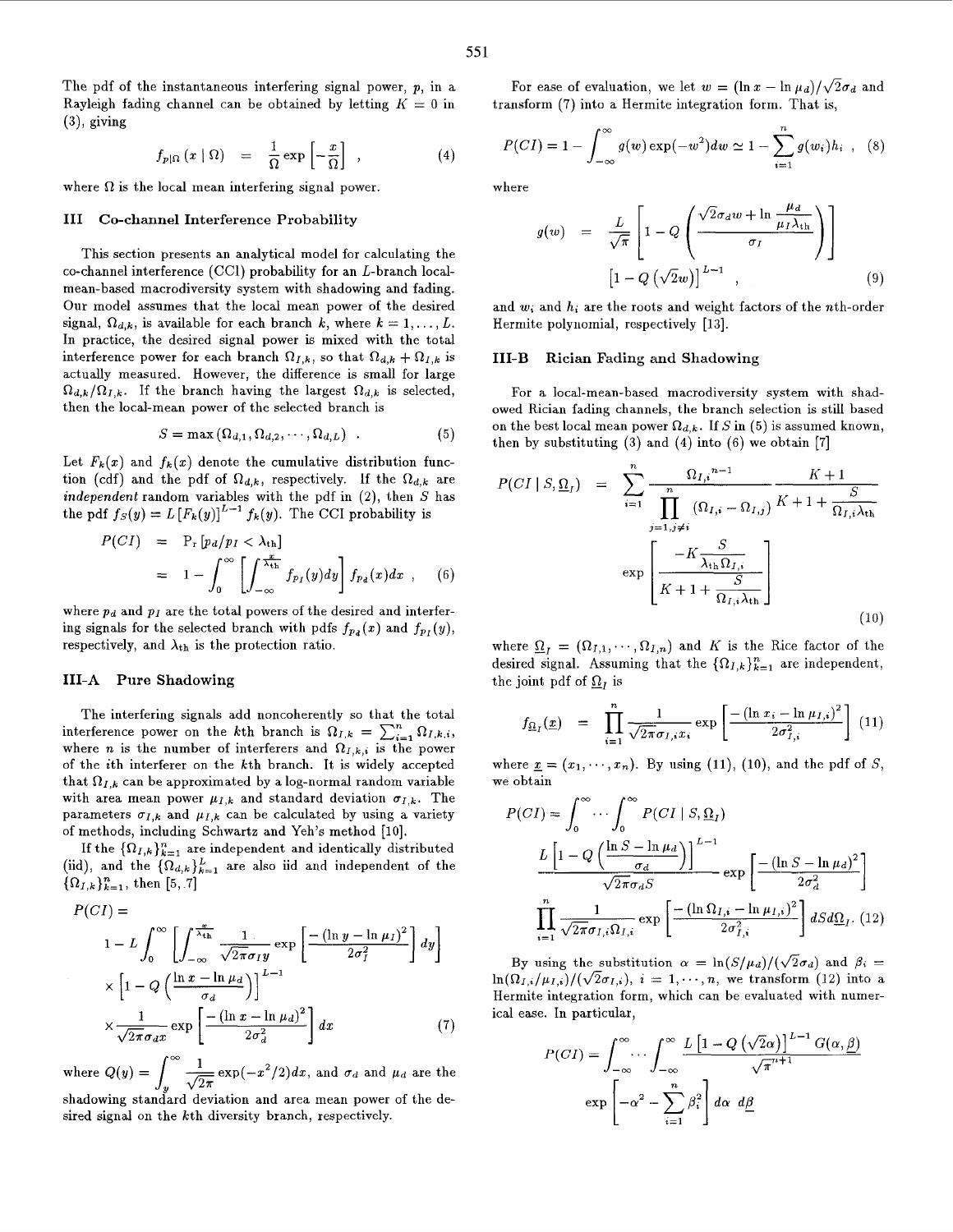The pdf of the instantaneous interfering signal power, $p$, in a Rayleigh fading channel can be obtained by letting $K = 0$ in (3), giving

$$f_{p|\Omega}(x \mid \Omega) = \frac{1}{\Omega}\exp\left[-\frac{x}{\Omega}\right] , \tag{4}$$

where $\Omega$ is the local mean interfering signal power.

## III Co-channel Interference Probability

This section presents an analytical model for calculating the co-channel interference (CCI) probability for an $L$-branch local-mean-based macrodiversity system with shadowing and fading. Our model assumes that the local mean power of the desired signal, $\Omega_{d,k}$, is available for each branch $k$, where $k = 1, \cdots, L$. In practice, the desired signal power is mixed with the total interference power for each branch $\Omega_{I,k}$, so that $\Omega_{d,k} + \Omega_{I,k}$ is actually measured. However, the difference is small for large $\Omega_{d,k}/\Omega_{I,k}$. If the branch having the largest $\Omega_{d,k}$ is selected, then the local-mean power of the selected branch is

$$S = \max\left(\Omega_{d,1}, \Omega_{d,2}, \cdots, \Omega_{d,L}\right) . \tag{5}$$

Let $F_k(x)$ and $f_k(x)$ denote the cumulative distribution function (cdf) and the pdf of $\Omega_{d,k}$, respectively. If the $\Omega_{d,k}$ are *independent* random variables with the pdf in (2), then $S$ has the pdf $f_S(y) = L\left[F_k(y)\right]^{L-1} f_k(y)$. The CCI probability is

$$\begin{aligned} P(CI) &= \mathrm{P}_r\left[p_d/p_I < \lambda_{\text{th}}\right] \\ &= 1 - \int_0^\infty \left[\int_{-\infty}^{\frac{x}{\lambda_{\text{th}}}} f_{p_I}(y)dy\right] f_{p_d}(x)dx , \end{aligned} \tag{6}$$

where $p_d$ and $p_I$ are the total powers of the desired and interfering signals for the selected branch with pdfs $f_{p_d}(x)$ and $f_{p_I}(y)$, respectively, and $\lambda_{\text{th}}$ is the protection ratio.

### III-A Pure Shadowing

The interfering signals add noncoherently so that the total interference power on the $k$th branch is $\Omega_{I,k} = \sum_{i=1}^{n} \Omega_{I,k,i}$, where $n$ is the number of interferers and $\Omega_{I,k,i}$ is the power of the $i$th interferer on the $k$th branch. It is widely accepted that $\Omega_{I,k}$ can be approximated by a log-normal random variable with area mean power $\mu_{I,k}$ and standard deviation $\sigma_{I,k}$. The parameters $\sigma_{I,k}$ and $\mu_{I,k}$ can be calculated by using a variety of methods, including Schwartz and Yeh's method [10].

If the $\{\Omega_{I,k}\}_{k=1}^{n}$ are independent and identically distributed (iid), and the $\{\Omega_{d,k}\}_{k=1}^{L}$ are also iid and independent of the $\{\Omega_{I,k}\}_{k=1}^{n}$, then [5, 7]

$$\begin{aligned} P(CI) &= \\ & 1 - L\int_0^\infty \left[\int_{-\infty}^{\frac{x}{\lambda_{\text{th}}}} \frac{1}{\sqrt{2\pi}\sigma_I y}\exp\left[\frac{-(\ln y - \ln\mu_I)^2}{2\sigma_I^2}\right]dy\right] \\ & \times \left[1 - Q\left(\frac{\ln x - \ln\mu_d}{\sigma_d}\right)\right]^{L-1} \\ & \times \frac{1}{\sqrt{2\pi}\sigma_d x}\exp\left[\frac{-(\ln x - \ln\mu_d)^2}{2\sigma_d^2}\right]dx \end{aligned} \tag{7}$$

where $Q(y) = \int_y^\infty \frac{1}{\sqrt{2\pi}}\exp(-x^2/2)dx$, and $\sigma_d$ and $\mu_d$ are the shadowing standard deviation and area mean power of the desired signal on the $k$th diversity branch, respectively.

For ease of evaluation, we let $w = (\ln x - \ln\mu_d)/\sqrt{2}\sigma_d$ and transform (7) into a Hermite integration form. That is,

$$P(CI) = 1 - \int_{-\infty}^{\infty} g(w)\exp(-w^2)dw \simeq 1 - \sum_{i=1}^{n} g(w_i)h_i , \tag{8}$$

where

$$\begin{aligned} g(w) &= \frac{L}{\sqrt{\pi}}\left[1 - Q\left(\frac{\sqrt{2}\sigma_d w + \ln\frac{\mu_d}{\mu_I\lambda_{\text{th}}}}{\sigma_I}\right)\right] \\ & \quad \left[1 - Q\left(\sqrt{2}w\right)\right]^{L-1} , \end{aligned} \tag{9}$$

and $w_i$ and $h_i$ are the roots and weight factors of the $n$th-order Hermite polynomial, respectively [13].

### III-B Rician Fading and Shadowing

For a local-mean-based macrodiversity system with shadowed Rician fading channels, the branch selection is still based on the best local mean power $\Omega_{d,k}$. If $S$ in (5) is assumed known, then by substituting (3) and (4) into (6) we obtain [7]

$$\begin{aligned} P(CI \mid S, \underline{\Omega}_I) &= \sum_{i=1}^{n} \frac{{\Omega_{I,i}}^{n-1}}{\prod_{j=1, j\neq i}^{n}\left(\Omega_{I,i} - \Omega_{I,j}\right)} \frac{K+1}{K + 1 + \frac{S}{\Omega_{I,i}\lambda_{\text{th}}}} \\ & \quad \exp\left[\frac{-K\frac{S}{\lambda_{\text{th}}\Omega_{I,i}}}{K + 1 + \frac{S}{\Omega_{I,i}\lambda_{\text{th}}}}\right] \end{aligned} \tag{10}$$

where $\underline{\Omega}_I = (\Omega_{I,1}, \cdots, \Omega_{I,n})$ and $K$ is the Rice factor of the desired signal. Assuming that the $\{\Omega_{I,k}\}_{k=1}^{n}$ are independent, the joint pdf of $\underline{\Omega}_I$ is

$$f_{\underline{\Omega}_I}(\underline{x}) = \prod_{i=1}^{n} \frac{1}{\sqrt{2\pi}\sigma_{I,i}x_i}\exp\left[\frac{-(\ln x_i - \ln\mu_{I,i})^2}{2\sigma_{I,i}^2}\right] \tag{11}$$

where $\underline{x} = (x_1, \cdots, x_n)$. By using (11), (10), and the pdf of $S$, we obtain

$$\begin{aligned} P(CI) &= \int_0^\infty \cdots \int_0^\infty P(CI \mid S, \underline{\Omega}_I) \\ & \quad \frac{L\left[1 - Q\left(\frac{\ln S - \ln\mu_d}{\sigma_d}\right)\right]^{L-1}}{\sqrt{2\pi}\sigma_d S}\exp\left[\frac{-(\ln S - \ln\mu_d)^2}{2\sigma_d^2}\right] \\ & \quad \prod_{i=1}^{n} \frac{1}{\sqrt{2\pi}\sigma_{I,i}\Omega_{I,i}}\exp\left[\frac{-(\ln\Omega_{I,i} - \ln\mu_{I,i})^2}{2\sigma_{I,i}^2}\right] dS d\underline{\Omega}_I . \end{aligned} \tag{12}$$

By using the substitution $\alpha = \ln(S/\mu_d)/(\sqrt{2}\sigma_d)$ and $\beta_i = \ln(\Omega_{I,i}/\mu_{I,i})/(\sqrt{2}\sigma_{I,i})$, $i = 1, \cdots, n$, we transform (12) into a Hermite integration form, which can be evaluated with numerical ease. In particular,

$$\begin{aligned} P(CI) &= \int_{-\infty}^{\infty} \cdots \int_{-\infty}^{\infty} \frac{L\left[1 - Q\left(\sqrt{2}\alpha\right)\right]^{L-1} G(\alpha, \underline{\beta})}{\sqrt{\pi}^{n+1}} \\ & \quad \exp\left[-\alpha^2 - \sum_{i=1}^{n}\beta_i^2\right] d\alpha \; d\underline{\beta} \end{aligned}$$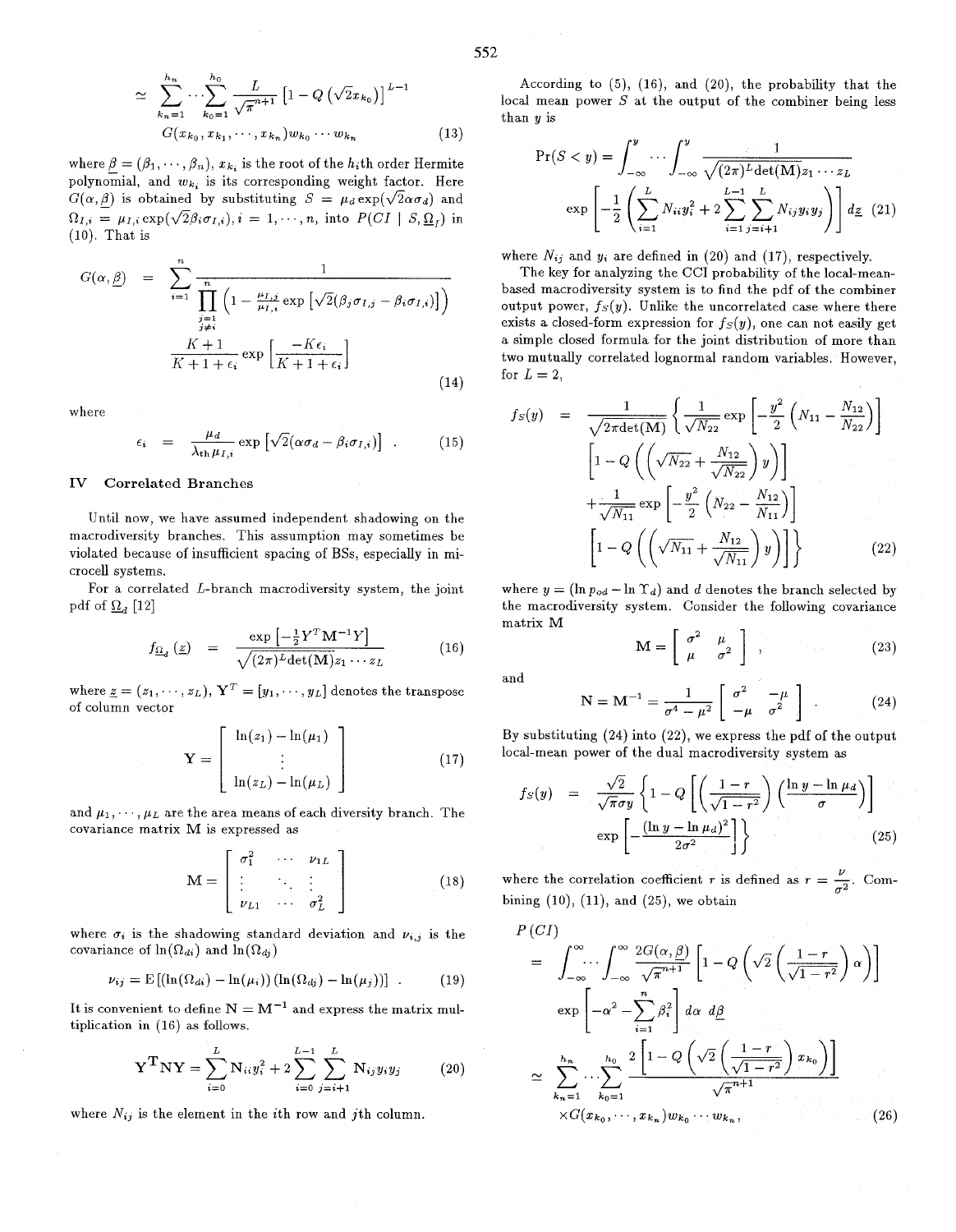$$\simeq \sum_{k_n=1}^{h_n} \cdots \sum_{k_0=1}^{h_0} \frac{L}{\sqrt{\pi}^{n+1}} \left[1 - Q\left(\sqrt{2} x_{k_0}\right)\right]^{L-1} G(x_{k_0}, x_{k_1}, \cdots, x_{k_n}) w_{k_0} \cdots w_{k_n} \tag{13}$$

where $\underline{\beta} = (\beta_1, \cdots, \beta_n)$, $x_{k_i}$ is the root of the $h_i$th order Hermite polynomial, and $w_{k_i}$ is its corresponding weight factor. Here $G(\alpha, \underline{\beta})$ is obtained by substituting $S = \mu_d \exp(\sqrt{2}\alpha\sigma_d)$ and $\Omega_{I,i} = \mu_{I,i} \exp(\sqrt{2}\beta_i \sigma_{I,i}), i = 1, \cdots, n$, into $P(CI \mid S, \underline{\Omega}_I)$ in (10). That is

$$G(\alpha, \underline{\beta}) = \sum_{i=1}^{n} \frac{1}{\prod_{\substack{j=1 \\ j \neq i}}^{n} \left(1 - \frac{\mu_{I,j}}{\mu_{I,i}} \exp\left[\sqrt{2}(\beta_j \sigma_{I,j} - \beta_i \sigma_{I,i})\right]\right)} \frac{K+1}{K+1+\epsilon_i} \exp\left[\frac{-K\epsilon_i}{K+1+\epsilon_i}\right] \tag{14}$$

where

$$\epsilon_i = \frac{\mu_d}{\lambda_{th} \mu_{I,i}} \exp\left[\sqrt{2}(\alpha\sigma_d - \beta_i \sigma_{I,i})\right]. \tag{15}$$

## IV Correlated Branches

Until now, we have assumed independent shadowing on the macrodiversity branches. This assumption may sometimes be violated because of insufficient spacing of BSs, especially in microcell systems.

For a correlated $L$-branch macrodiversity system, the joint pdf of $\underline{\Omega}_d$ [12]

$$f_{\underline{\Omega}_d}(\underline{z}) = \frac{\exp\left[-\frac{1}{2} Y^T \mathbf{M}^{-1} Y\right]}{\sqrt{(2\pi)^L \det(\mathbf{M})} z_1 \cdots z_L} \tag{16}$$

where $\underline{z} = (z_1, \cdots, z_L)$, $\mathbf{Y}^T = [y_1, \cdots, y_L]$ denotes the transpose of column vector

$$\mathbf{Y} = \begin{bmatrix} \ln(z_1) - \ln(\mu_1) \\ \vdots \\ \ln(z_L) - \ln(\mu_L) \end{bmatrix} \tag{17}$$

and $\mu_1, \cdots, \mu_L$ are the area means of each diversity branch. The covariance matrix $\mathbf{M}$ is expressed as

$$\mathbf{M} = \begin{bmatrix} \sigma_1^2 & \cdots & \nu_{1L} \\ \vdots & \ddots & \vdots \\ \nu_{L1} & \cdots & \sigma_L^2 \end{bmatrix} \tag{18}$$

where $\sigma_i$ is the shadowing standard deviation and $\nu_{i,j}$ is the covariance of $\ln(\Omega_{di})$ and $\ln(\Omega_{dj})$

$$\nu_{ij} = E\left[(\ln(\Omega_{di}) - \ln(\mu_i))(\ln(\Omega_{dj}) - \ln(\mu_j))\right]. \tag{19}$$

It is convenient to define $\mathbf{N} = \mathbf{M}^{-1}$ and express the matrix multiplication in (16) as follows.

$$\mathbf{Y}^T \mathbf{N} \mathbf{Y} = \sum_{i=0}^{L} \mathbf{N}_{ii} y_i^2 + 2 \sum_{i=0}^{L-1} \sum_{j=i+1}^{L} \mathbf{N}_{ij} y_i y_j \tag{20}$$

where $N_{ij}$ is the element in the $i$th row and $j$th column.

According to (5), (16), and (20), the probability that the local mean power $S$ at the output of the combiner being less than $y$ is

$$\Pr(S < y) = \int_{-\infty}^{y} \cdots \int_{-\infty}^{y} \frac{1}{\sqrt{(2\pi)^L \det(\mathbf{M})} z_1 \cdots z_L} \exp\left[-\frac{1}{2}\left(\sum_{i=1}^{L} N_{ii} y_i^2 + 2 \sum_{i=1}^{L-1} \sum_{j=i+1}^{L} N_{ij} y_i y_j\right)\right] d\underline{z} \tag{21}$$

where $N_{ij}$ and $y_i$ are defined in (20) and (17), respectively.

The key for analyzing the CCI probability of the local-mean-based macrodiversity system is to find the pdf of the combiner output power, $f_S(y)$. Unlike the uncorrelated case where there exists a closed-form expression for $f_S(y)$, one can not easily get a simple closed formula for the joint distribution of more than two mutually correlated lognormal random variables. However, for $L = 2$,

$$f_S(y) = \frac{1}{\sqrt{2\pi \det(\mathbf{M})}} \left\{ \frac{1}{\sqrt{N_{22}}} \exp\left[-\frac{y^2}{2}\left(N_{11} - \frac{N_{12}}{N_{22}}\right)\right] \left[1 - Q\left(\left(\sqrt{N_{22}} + \frac{N_{12}}{\sqrt{N_{22}}}\right) y\right)\right] + \frac{1}{\sqrt{N_{11}}} \exp\left[-\frac{y^2}{2}\left(N_{22} - \frac{N_{12}}{N_{11}}\right)\right] \left[1 - Q\left(\left(\sqrt{N_{11}} + \frac{N_{12}}{\sqrt{N_{11}}}\right) y\right)\right] \right\} \tag{22}$$

where $y = (\ln p_{od} - \ln \Upsilon_d)$ and $d$ denotes the branch selected by the macrodiversity system. Consider the following covariance matrix $\mathbf{M}$

$$\mathbf{M} = \begin{bmatrix} \sigma^2 & \mu \\ \mu & \sigma^2 \end{bmatrix}, \tag{23}$$

and

$$\mathbf{N} = \mathbf{M}^{-1} = \frac{1}{\sigma^4 - \mu^2} \begin{bmatrix} \sigma^2 & -\mu \\ -\mu & \sigma^2 \end{bmatrix}. \tag{24}$$

By substituting (24) into (22), we express the pdf of the output local-mean power of the dual macrodiversity system as

$$f_S(y) = \frac{\sqrt{2}}{\sqrt{\pi}\sigma y} \left\{ 1 - Q\left[\left(\frac{1-r}{\sqrt{1-r^2}}\right)\left(\frac{\ln y - \ln \mu_d}{\sigma}\right)\right] \exp\left[-\frac{(\ln y - \ln \mu_d)^2}{2\sigma^2}\right] \right\} \tag{25}$$

where the correlation coefficient $r$ is defined as $r = \frac{\nu}{\sigma^2}$. Combining (10), (11), and (25), we obtain

$$P(CI) = \int_{-\infty}^{\infty} \cdots \int_{-\infty}^{\infty} \frac{2G(\alpha, \underline{\beta})}{\sqrt{\pi}^{n+1}} \left[1 - Q\left(\sqrt{2}\left(\frac{1-r}{\sqrt{1-r^2}}\right)\alpha\right)\right] \exp\left[-\alpha^2 - \sum_{i=1}^{n} \beta_i^2\right] d\alpha \, d\underline{\beta}$$

$$\simeq \sum_{k_n=1}^{h_n} \cdots \sum_{k_0=1}^{h_0} \frac{2\left[1 - Q\left(\sqrt{2}\left(\frac{1-r}{\sqrt{1-r^2}}\right) x_{k_0}\right)\right]}{\sqrt{\pi}^{n+1}} \times G(x_{k_0}, \cdots, x_{k_n}) w_{k_0} \cdots w_{k_n}, \tag{26}$$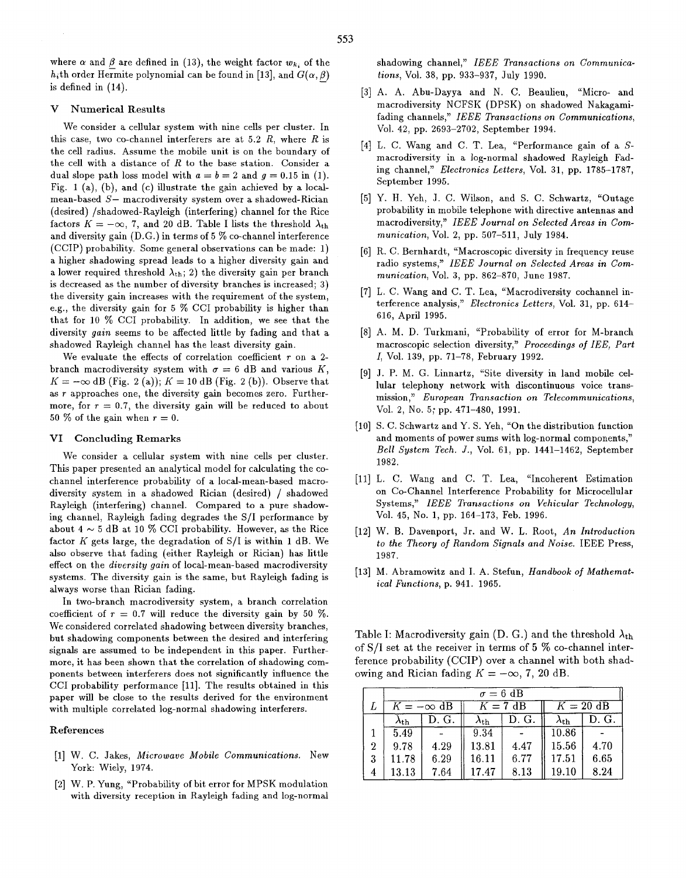where $\alpha$ and $\underline{\beta}$ are defined in (13), the weight factor $w_{k_i}$ of the $h_i$th order Hermite polynomial can be found in [13], and $G(\alpha, \underline{\beta})$ is defined in (14).

## V Numerical Results

We consider a cellular system with nine cells per cluster. In this case, two co-channel interferers are at 5.2 $R$, where $R$ is the cell radius. Assume the mobile unit is on the boundary of the cell with a distance of $R$ to the base station. Consider a dual slope path loss model with $a = b = 2$ and $g = 0.15$ in (1). Fig. 1 (a), (b), and (c) illustrate the gain achieved by a local-mean-based $S-$ macrodiversity system over a shadowed-Rician (desired) /shadowed-Rayleigh (interfering) channel for the Rice factors $K = -\infty$, 7, and 20 dB. Table I lists the threshold $\lambda_{\mathrm{th}}$ and diversity gain (D.G.) in terms of 5 % co-channel interference (CCIP) probability. Some general observations can be made: 1) a higher shadowing spread leads to a higher diversity gain and a lower required threshold $\lambda_{\mathrm{th}}$; 2) the diversity gain per branch is decreased as the number of diversity branches is increased; 3) the diversity gain increases with the requirement of the system, e.g., the diversity gain for 5 % CCI probability is higher than that for 10 % CCI probability. In addition, we see that the diversity *gain* seems to be affected little by fading and that a shadowed Rayleigh channel has the least diversity gain.

We evaluate the effects of correlation coefficient $r$ on a 2-branch macrodiversity system with $\sigma = 6$ dB and various $K$, $K = -\infty$ dB (Fig. 2 (a)); $K = 10$ dB (Fig. 2 (b)). Observe that as $r$ approaches one, the diversity gain becomes zero. Furthermore, for $r = 0.7$, the diversity gain will be reduced to about 50 % of the gain when $r = 0$.

## VI Concluding Remarks

We consider a cellular system with nine cells per cluster. This paper presented an analytical model for calculating the co-channel interference probability of a local-mean-based macrodiversity system in a shadowed Rician (desired) / shadowed Rayleigh (interfering) channel. Compared to a pure shadowing channel, Rayleigh fading degrades the S/I performance by about 4 ~ 5 dB at 10 % CCI probability. However, as the Rice factor $K$ gets large, the degradation of S/I is within 1 dB. We also observe that fading (either Rayleigh or Rician) has little effect on the *diversity gain* of local-mean-based macrodiversity systems. The diversity gain is the same, but Rayleigh fading is always worse than Rician fading.

In two-branch macrodiversity system, a branch correlation coefficient of $r = 0.7$ will reduce the diversity gain by 50 %. We considered correlated shadowing between diversity branches, but shadowing components between the desired and interfering signals are assumed to be independent in this paper. Furthermore, it has been shown that the correlation of shadowing components between interferers does not significantly influence the CCI probability performance [11]. The results obtained in this paper will be close to the results derived for the environment with multiple correlated log-normal shadowing interferers.

## References

[1] W. C. Jakes, *Microwave Mobile Communications.* New York: Wiely, 1974.

[2] W. P. Yung, "Probability of bit error for MPSK modulation with diversity reception in Rayleigh fading and log-normal shadowing channel," *IEEE Transactions on Communications*, Vol. 38, pp. 933–937, July 1990.

[3] A. A. Abu-Dayya and N. C. Beaulieu, "Micro- and macrodiversity NCFSK (DPSK) on shadowed Nakagami-fading channels," *IEEE Transactions on Communications*, Vol. 42, pp. 2693–2702, September 1994.

[4] L. C. Wang and C. T. Lea, "Performance gain of a S-macrodiversity in a log-normal shadowed Rayleigh Fading channel," *Electronics Letters*, Vol. 31, pp. 1785–1787, September 1995.

[5] Y. H. Yeh, J. C. Wilson, and S. C. Schwartz, "Outage probability in mobile telephone with directive antennas and macrodiversity," *IEEE Journal on Selected Areas in Communication*, Vol. 2, pp. 507–511, July 1984.

[6] R. C. Bernhardt, "Macroscopic diversity in frequency reuse radio systems," *IEEE Journal on Selected Areas in Communication*, Vol. 3, pp. 862–870, June 1987.

[7] L. C. Wang and C. T. Lea, "Macrodiversity cochannel interference analysis," *Electronics Letters*, Vol. 31, pp. 614–616, April 1995.

[8] A. M. D. Turkmani, "Probability of error for M-branch macroscopic selection diversity," *Proceedings of IEE, Part I*, Vol. 139, pp. 71–78, February 1992.

[9] J. P. M. G. Linnartz, "Site diversity in land mobile cellular telephony network with discontinuous voice transmission," *European Transaction on Telecommunications*, Vol. 2, No. 5; pp. 471–480, 1991.

[10] S. C. Schwartz and Y. S. Yeh, "On the distribution function and moments of power sums with log-normal components," *Bell System Tech. J.*, Vol. 61, pp. 1441–1462, September 1982.

[11] L. C. Wang and C. T. Lea, "Incoherent Estimation on Co-Channel Interference Probability for Microcellular Systems," *IEEE Transactions on Vehicular Technology*, Vol. 45, No. 1, pp. 164–173, Feb. 1996.

[12] W. B. Davenport, Jr. and W. L. Root, *An Introduction to the Theory of Random Signals and Noise.* IEEE Press, 1987.

[13] M. Abramowitz and I. A. Stefun, *Handbook of Mathematical Functions*, p. 941. 1965.

Table I: Macrodiversity gain (D. G.) and the threshold $\lambda_{\mathrm{th}}$ of S/I set at the receiver in terms of 5 % co-channel interference probability (CCIP) over a channel with both shadowing and Rician fading $K = -\infty$, 7, 20 dB.

| | $\sigma = 6$ dB | | | | | |
|---|---|---|---|---|---|---|
| $L$ | $K = -\infty$ dB | | $K = 7$ dB | | $K = 20$ dB | |
| | $\lambda_{\mathrm{th}}$ | D. G. | $\lambda_{\mathrm{th}}$ | D. G. | $\lambda_{\mathrm{th}}$ | D. G. |
| 1 | 5.49 | - | 9.34 | - | 10.86 | - |
| 2 | 9.78 | 4.29 | 13.81 | 4.47 | 15.56 | 4.70 |
| 3 | 11.78 | 6.29 | 16.11 | 6.77 | 17.51 | 6.65 |
| 4 | 13.13 | 7.64 | 17.47 | 8.13 | 19.10 | 8.24 |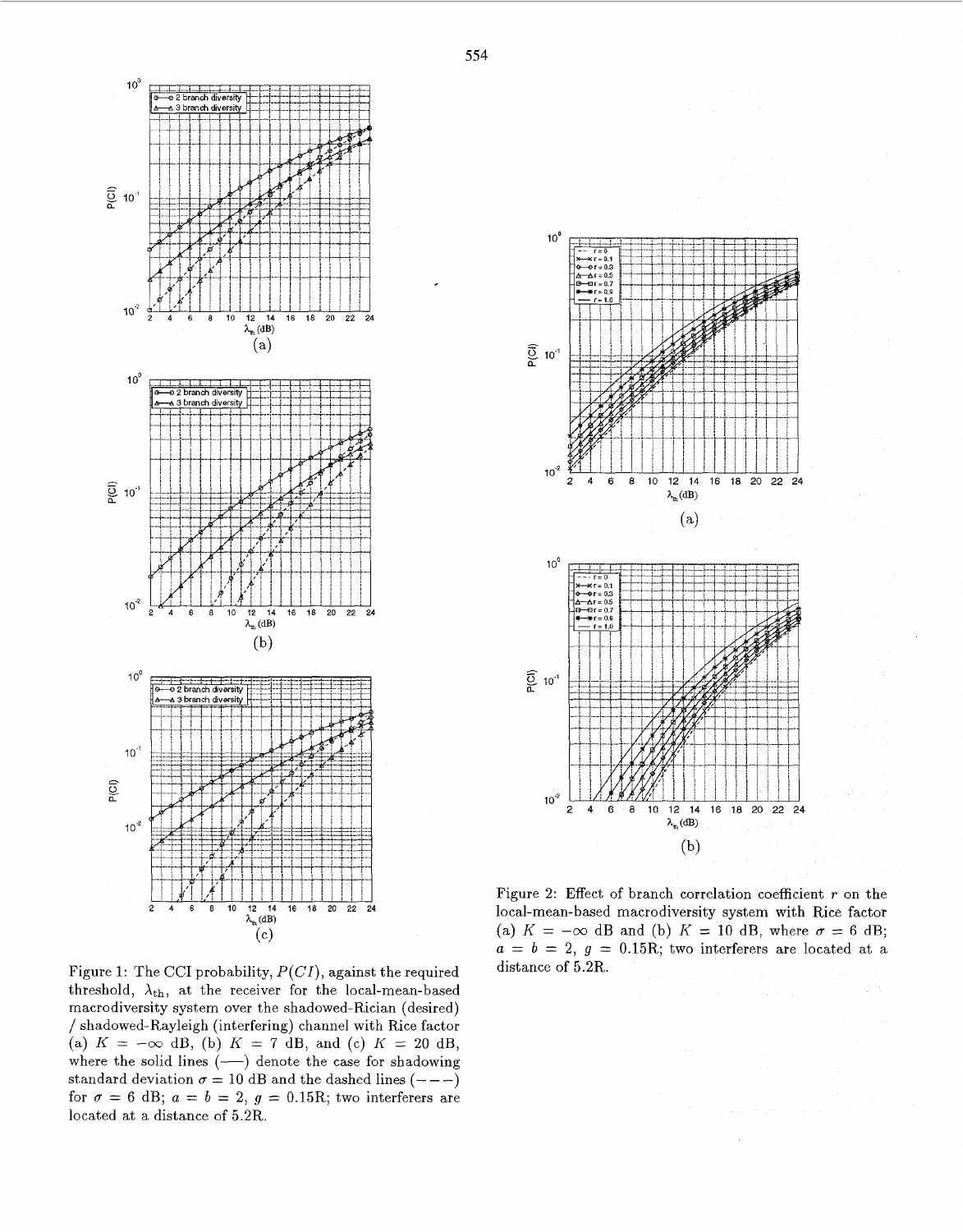$10^0$

2 branch diversity

3 branch diversity

P(CI)

$10^{-1}$

$10^{-2}$

2 4 6 8 10 12 14 16 18 20 22 24

$\lambda_{th}$ (dB)

(a)

$10^0$

2 branch diversity

3 branch diversity

P(CI)

$10^{-1}$

$10^{-2}$

2 4 6 8 10 12 14 16 18 20 22 24

$\lambda_{th}$ (dB)

(b)

$10^0$

2 branch diversity

3 branch diversity

P(CI)

$10^{-1}$

$10^{-2}$

2 4 6 8 10 12 14 16 18 20 22 24

$\lambda_{th}$ (dB)

(c)

Figure 1: The CCI probability, $P(CI)$, against the required threshold, $\lambda_{\text{th}}$, at the receiver for the local-mean-based macrodiversity system over the shadowed-Rician (desired) / shadowed-Rayleigh (interfering) channel with Rice factor (a) $K = -\infty$ dB, (b) $K = 7$ dB, and (c) $K = 20$ dB, where the solid lines (—) denote the case for shadowing standard deviation $\sigma = 10$ dB and the dashed lines (- - -) for $\sigma = 6$ dB; $a = b = 2$, $g = 0.15$R; two interferers are located at a distance of 5.2R.

$10^0$

r = 0

r = 0.1

r = 0.3

r = 0.5

r = 0.7

r = 0.9

r = 1.0

P(CI)

$10^{-1}$

$10^{-2}$

2 4 6 8 10 12 14 16 18 20 22 24

$\lambda_{th}$ (dB)

(a)

$10^0$

r = 0

r = 0.1

r = 0.3

r = 0.5

r = 0.7

r = 0.9

r = 1.0

P(CI)

$10^{-1}$

$10^{-2}$

2 4 6 8 10 12 14 16 18 20 22 24

$\lambda_{th}$ (dB)

(b)

Figure 2: Effect of branch correlation coefficient $r$ on the local-mean-based macrodiversity system with Rice factor (a) $K = -\infty$ dB and (b) $K = 10$ dB, where $\sigma = 6$ dB; $a = b = 2$, $g = 0.15$R; two interferers are located at a distance of 5.2R.